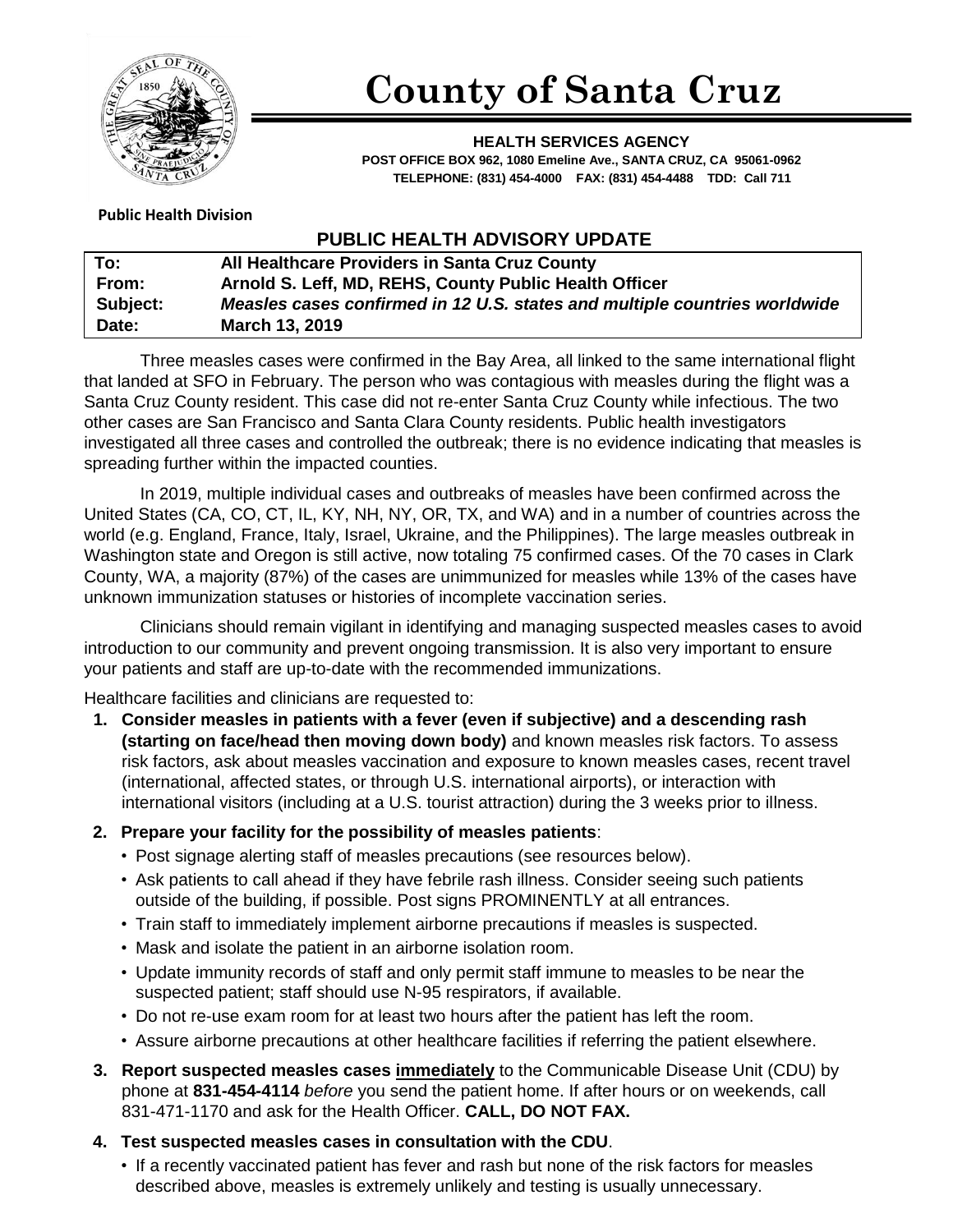# County of Santa Cruz

**HEALTH SERVICES AGENCY**
**POST OFFICE BOX 962, 1080 Emeline Ave., SANTA CRUZ, CA 95061-0962**
**TELEPHONE: (831) 454-4000 FAX: (831) 454-4488 TDD: Call 711**

**Public Health Division**

## PUBLIC HEALTH ADVISORY UPDATE

| | |
|---|---|
| **To:** | **All Healthcare Providers in Santa Cruz County** |
| **From:** | **Arnold S. Leff, MD, REHS, County Public Health Officer** |
| **Subject:** | ***Measles cases confirmed in 12 U.S. states and multiple countries worldwide*** |
| **Date:** | **March 13, 2019** |

Three measles cases were confirmed in the Bay Area, all linked to the same international flight that landed at SFO in February. The person who was contagious with measles during the flight was a Santa Cruz County resident. This case did not re-enter Santa Cruz County while infectious. The two other cases are San Francisco and Santa Clara County residents. Public health investigators investigated all three cases and controlled the outbreak; there is no evidence indicating that measles is spreading further within the impacted counties.

In 2019, multiple individual cases and outbreaks of measles have been confirmed across the United States (CA, CO, CT, IL, KY, NH, NY, OR, TX, and WA) and in a number of countries across the world (e.g. England, France, Italy, Israel, Ukraine, and the Philippines). The large measles outbreak in Washington state and Oregon is still active, now totaling 75 confirmed cases. Of the 70 cases in Clark County, WA, a majority (87%) of the cases are unimmunized for measles while 13% of the cases have unknown immunization statuses or histories of incomplete vaccination series.

Clinicians should remain vigilant in identifying and managing suspected measles cases to avoid introduction to our community and prevent ongoing transmission. It is also very important to ensure your patients and staff are up-to-date with the recommended immunizations.

Healthcare facilities and clinicians are requested to:

1. **Consider measles in patients with a fever (even if subjective) and a descending rash (starting on face/head then moving down body)** and known measles risk factors. To assess risk factors, ask about measles vaccination and exposure to known measles cases, recent travel (international, affected states, or through U.S. international airports), or interaction with international visitors (including at a U.S. tourist attraction) during the 3 weeks prior to illness.
2. **Prepare your facility for the possibility of measles patients**:
   - Post signage alerting staff of measles precautions (see resources below).
   - Ask patients to call ahead if they have febrile rash illness. Consider seeing such patients outside of the building, if possible. Post signs PROMINENTLY at all entrances.
   - Train staff to immediately implement airborne precautions if measles is suspected.
   - Mask and isolate the patient in an airborne isolation room.
   - Update immunity records of staff and only permit staff immune to measles to be near the suspected patient; staff should use N-95 respirators, if available.
   - Do not re-use exam room for at least two hours after the patient has left the room.
   - Assure airborne precautions at other healthcare facilities if referring the patient elsewhere.
3. **Report suspected measles cases <u>immediately</u>** to the Communicable Disease Unit (CDU) by phone at **831-454-4114** *before* you send the patient home. If after hours or on weekends, call 831-471-1170 and ask for the Health Officer. **CALL, DO NOT FAX.**
4. **Test suspected measles cases in consultation with the CDU**.
   - If a recently vaccinated patient has fever and rash but none of the risk factors for measles described above, measles is extremely unlikely and testing is usually unnecessary.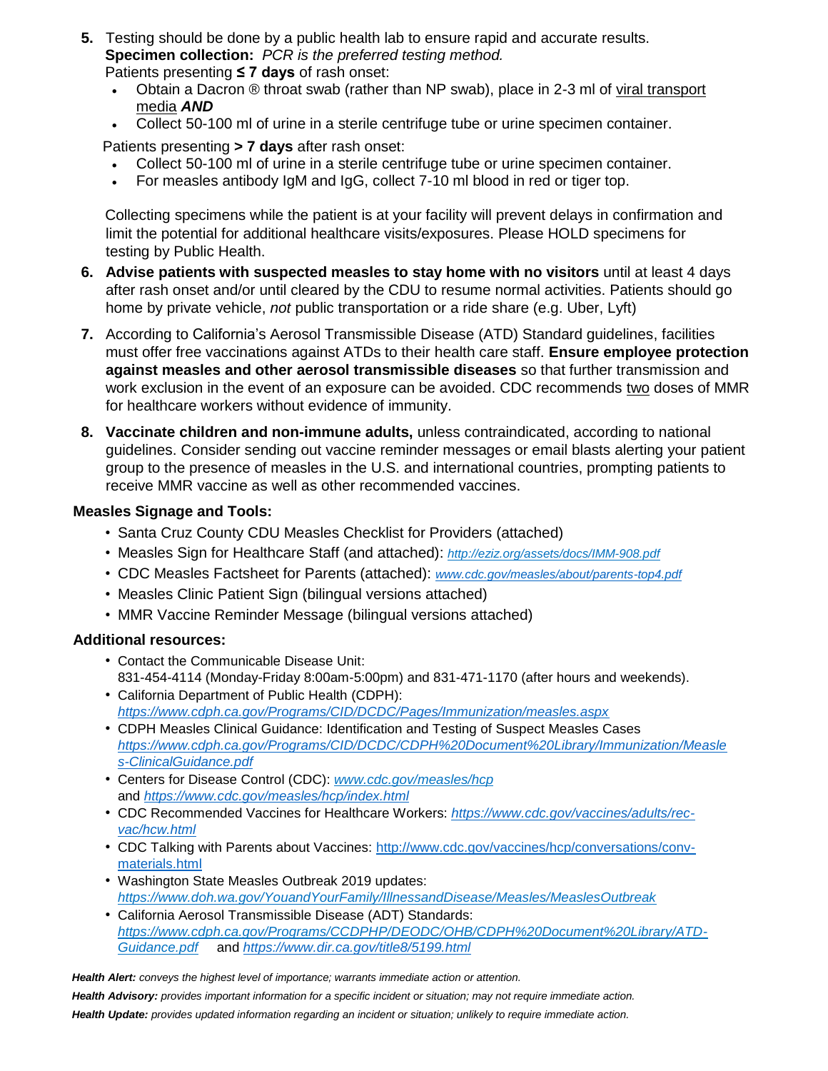5. Testing should be done by a public health lab to ensure rapid and accurate results.
   **Specimen collection:** *PCR is the preferred testing method.*
   Patients presenting **≤ 7 days** of rash onset:
   - Obtain a Dacron ® throat swab (rather than NP swab), place in 2-3 ml of viral transport media ***AND***
   - Collect 50-100 ml of urine in a sterile centrifuge tube or urine specimen container.

   Patients presenting **> 7 days** after rash onset:
   - Collect 50-100 ml of urine in a sterile centrifuge tube or urine specimen container.
   - For measles antibody IgM and IgG, collect 7-10 ml blood in red or tiger top.

   Collecting specimens while the patient is at your facility will prevent delays in confirmation and limit the potential for additional healthcare visits/exposures. Please HOLD specimens for testing by Public Health.
6. **Advise patients with suspected measles to stay home with no visitors** until at least 4 days after rash onset and/or until cleared by the CDU to resume normal activities. Patients should go home by private vehicle, *not* public transportation or a ride share (e.g. Uber, Lyft)
7. According to California's Aerosol Transmissible Disease (ATD) Standard guidelines, facilities must offer free vaccinations against ATDs to their health care staff. **Ensure employee protection against measles and other aerosol transmissible diseases** so that further transmission and work exclusion in the event of an exposure can be avoided. CDC recommends two doses of MMR for healthcare workers without evidence of immunity.
8. **Vaccinate children and non-immune adults,** unless contraindicated, according to national guidelines. Consider sending out vaccine reminder messages or email blasts alerting your patient group to the presence of measles in the U.S. and international countries, prompting patients to receive MMR vaccine as well as other recommended vaccines.

### Measles Signage and Tools:

- Santa Cruz County CDU Measles Checklist for Providers (attached)
- Measles Sign for Healthcare Staff (and attached): *http://eziz.org/assets/docs/IMM-908.pdf*
- CDC Measles Factsheet for Parents (attached): *www.cdc.gov/measles/about/parents-top4.pdf*
- Measles Clinic Patient Sign (bilingual versions attached)
- MMR Vaccine Reminder Message (bilingual versions attached)

### Additional resources:

- Contact the Communicable Disease Unit:
  831-454-4114 (Monday-Friday 8:00am-5:00pm) and 831-471-1170 (after hours and weekends).
- California Department of Public Health (CDPH):
  *https://www.cdph.ca.gov/Programs/CID/DCDC/Pages/Immunization/measles.aspx*
- CDPH Measles Clinical Guidance: Identification and Testing of Suspect Measles Cases
  *https://www.cdph.ca.gov/Programs/CID/DCDC/CDPH%20Document%20Library/Immunization/Measles-ClinicalGuidance.pdf*
- Centers for Disease Control (CDC): *www.cdc.gov/measles/hcp*
  and *https://www.cdc.gov/measles/hcp/index.html*
- CDC Recommended Vaccines for Healthcare Workers: *https://www.cdc.gov/vaccines/adults/rec-vac/hcw.html*
- CDC Talking with Parents about Vaccines: http://www.cdc.gov/vaccines/hcp/conversations/conv-materials.html
- Washington State Measles Outbreak 2019 updates:
  *https://www.doh.wa.gov/YouandYourFamily/IllnessandDisease/Measles/MeaslesOutbreak*
- California Aerosol Transmissible Disease (ADT) Standards:
  *https://www.cdph.ca.gov/Programs/CCDPHP/DEODC/OHB/CDPH%20Document%20Library/ATD-Guidance.pdf* and *https://www.dir.ca.gov/title8/5199.html*

***Health Alert:*** *conveys the highest level of importance; warrants immediate action or attention.*

***Health Advisory:*** *provides important information for a specific incident or situation; may not require immediate action.*

***Health Update:*** *provides updated information regarding an incident or situation; unlikely to require immediate action.*